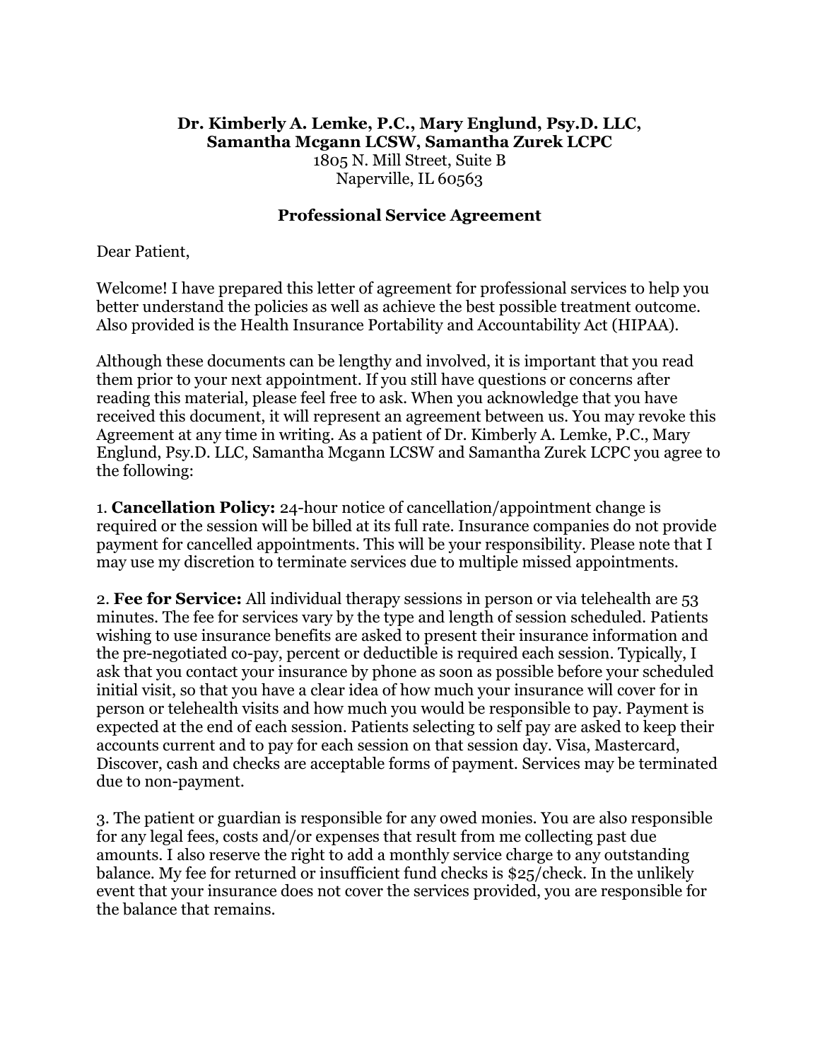**Dr. Kimberly A. Lemke, P.C., Mary Englund, Psy.D. LLC,**
**Samantha Mcgann LCSW, Samantha Zurek LCPC**
1805 N. Mill Street, Suite B
Naperville, IL 60563

## Professional Service Agreement

Dear Patient,

Welcome! I have prepared this letter of agreement for professional services to help you better understand the policies as well as achieve the best possible treatment outcome. Also provided is the Health Insurance Portability and Accountability Act (HIPAA).

Although these documents can be lengthy and involved, it is important that you read them prior to your next appointment. If you still have questions or concerns after reading this material, please feel free to ask. When you acknowledge that you have received this document, it will represent an agreement between us. You may revoke this Agreement at any time in writing. As a patient of Dr. Kimberly A. Lemke, P.C., Mary Englund, Psy.D. LLC, Samantha Mcgann LCSW and Samantha Zurek LCPC you agree to the following:

1. **Cancellation Policy:** 24-hour notice of cancellation/appointment change is required or the session will be billed at its full rate. Insurance companies do not provide payment for cancelled appointments. This will be your responsibility. Please note that I may use my discretion to terminate services due to multiple missed appointments.

2. **Fee for Service:** All individual therapy sessions in person or via telehealth are 53 minutes. The fee for services vary by the type and length of session scheduled. Patients wishing to use insurance benefits are asked to present their insurance information and the pre-negotiated co-pay, percent or deductible is required each session. Typically, I ask that you contact your insurance by phone as soon as possible before your scheduled initial visit, so that you have a clear idea of how much your insurance will cover for in person or telehealth visits and how much you would be responsible to pay. Payment is expected at the end of each session. Patients selecting to self pay are asked to keep their accounts current and to pay for each session on that session day. Visa, Mastercard, Discover, cash and checks are acceptable forms of payment. Services may be terminated due to non-payment.

3. The patient or guardian is responsible for any owed monies. You are also responsible for any legal fees, costs and/or expenses that result from me collecting past due amounts. I also reserve the right to add a monthly service charge to any outstanding balance. My fee for returned or insufficient fund checks is $25/check. In the unlikely event that your insurance does not cover the services provided, you are responsible for the balance that remains.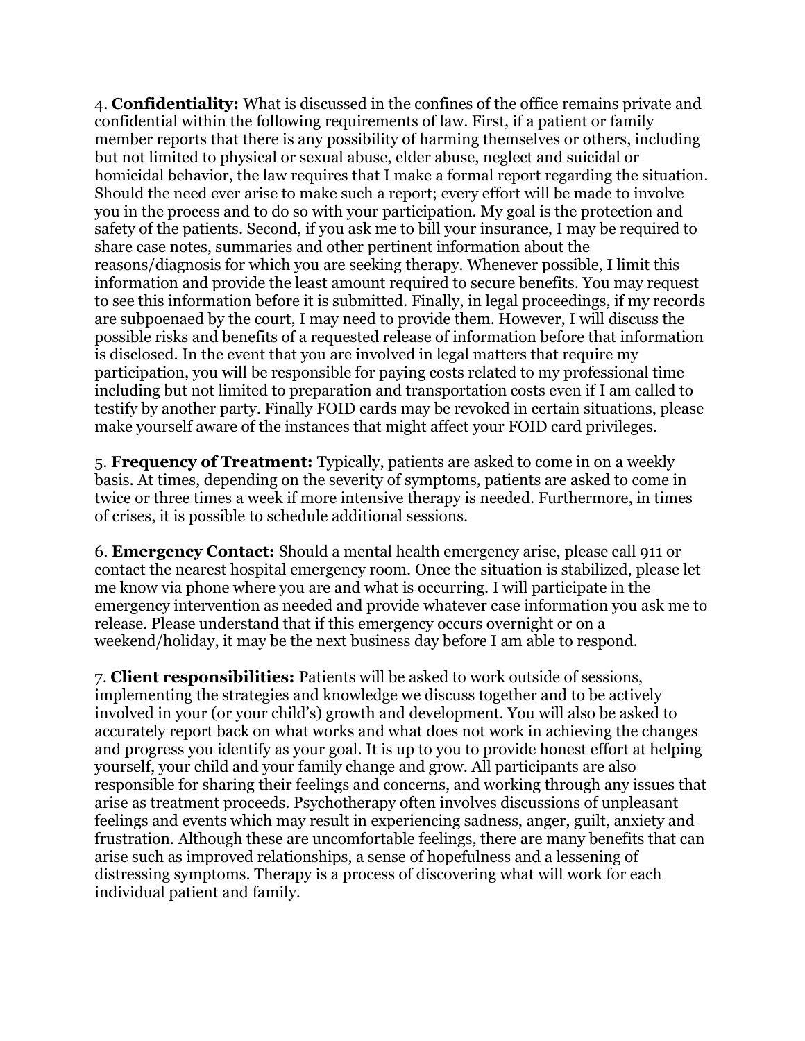4. **Confidentiality:** What is discussed in the confines of the office remains private and confidential within the following requirements of law. First, if a patient or family member reports that there is any possibility of harming themselves or others, including but not limited to physical or sexual abuse, elder abuse, neglect and suicidal or homicidal behavior, the law requires that I make a formal report regarding the situation. Should the need ever arise to make such a report; every effort will be made to involve you in the process and to do so with your participation. My goal is the protection and safety of the patients. Second, if you ask me to bill your insurance, I may be required to share case notes, summaries and other pertinent information about the reasons/diagnosis for which you are seeking therapy. Whenever possible, I limit this information and provide the least amount required to secure benefits. You may request to see this information before it is submitted. Finally, in legal proceedings, if my records are subpoenaed by the court, I may need to provide them. However, I will discuss the possible risks and benefits of a requested release of information before that information is disclosed. In the event that you are involved in legal matters that require my participation, you will be responsible for paying costs related to my professional time including but not limited to preparation and transportation costs even if I am called to testify by another party. Finally FOID cards may be revoked in certain situations, please make yourself aware of the instances that might affect your FOID card privileges.

5. **Frequency of Treatment:** Typically, patients are asked to come in on a weekly basis. At times, depending on the severity of symptoms, patients are asked to come in twice or three times a week if more intensive therapy is needed. Furthermore, in times of crises, it is possible to schedule additional sessions.

6. **Emergency Contact:** Should a mental health emergency arise, please call 911 or contact the nearest hospital emergency room. Once the situation is stabilized, please let me know via phone where you are and what is occurring. I will participate in the emergency intervention as needed and provide whatever case information you ask me to release. Please understand that if this emergency occurs overnight or on a weekend/holiday, it may be the next business day before I am able to respond.

7. **Client responsibilities:** Patients will be asked to work outside of sessions, implementing the strategies and knowledge we discuss together and to be actively involved in your (or your child's) growth and development. You will also be asked to accurately report back on what works and what does not work in achieving the changes and progress you identify as your goal. It is up to you to provide honest effort at helping yourself, your child and your family change and grow. All participants are also responsible for sharing their feelings and concerns, and working through any issues that arise as treatment proceeds. Psychotherapy often involves discussions of unpleasant feelings and events which may result in experiencing sadness, anger, guilt, anxiety and frustration. Although these are uncomfortable feelings, there are many benefits that can arise such as improved relationships, a sense of hopefulness and a lessening of distressing symptoms. Therapy is a process of discovering what will work for each individual patient and family.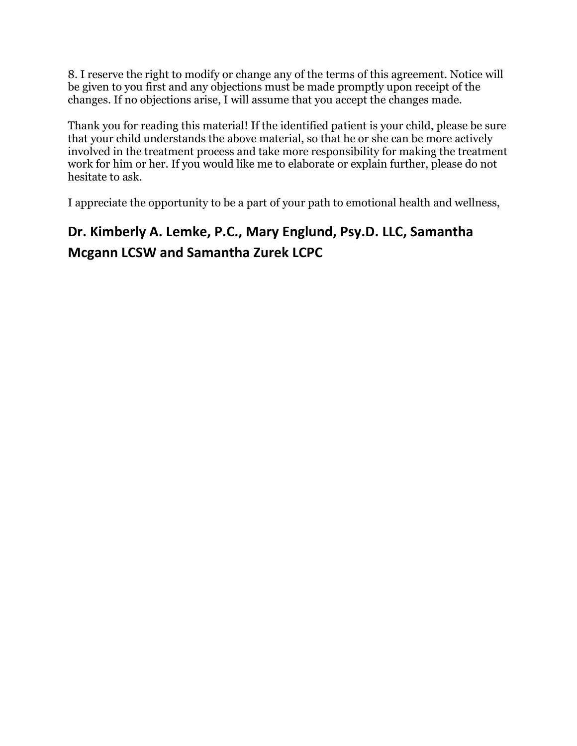8. I reserve the right to modify or change any of the terms of this agreement. Notice will be given to you first and any objections must be made promptly upon receipt of the changes. If no objections arise, I will assume that you accept the changes made.

Thank you for reading this material! If the identified patient is your child, please be sure that your child understands the above material, so that he or she can be more actively involved in the treatment process and take more responsibility for making the treatment work for him or her. If you would like me to elaborate or explain further, please do not hesitate to ask.

I appreciate the opportunity to be a part of your path to emotional health and wellness,

**Dr. Kimberly A. Lemke, P.C., Mary Englund, Psy.D. LLC, Samantha Mcgann LCSW and Samantha Zurek LCPC**